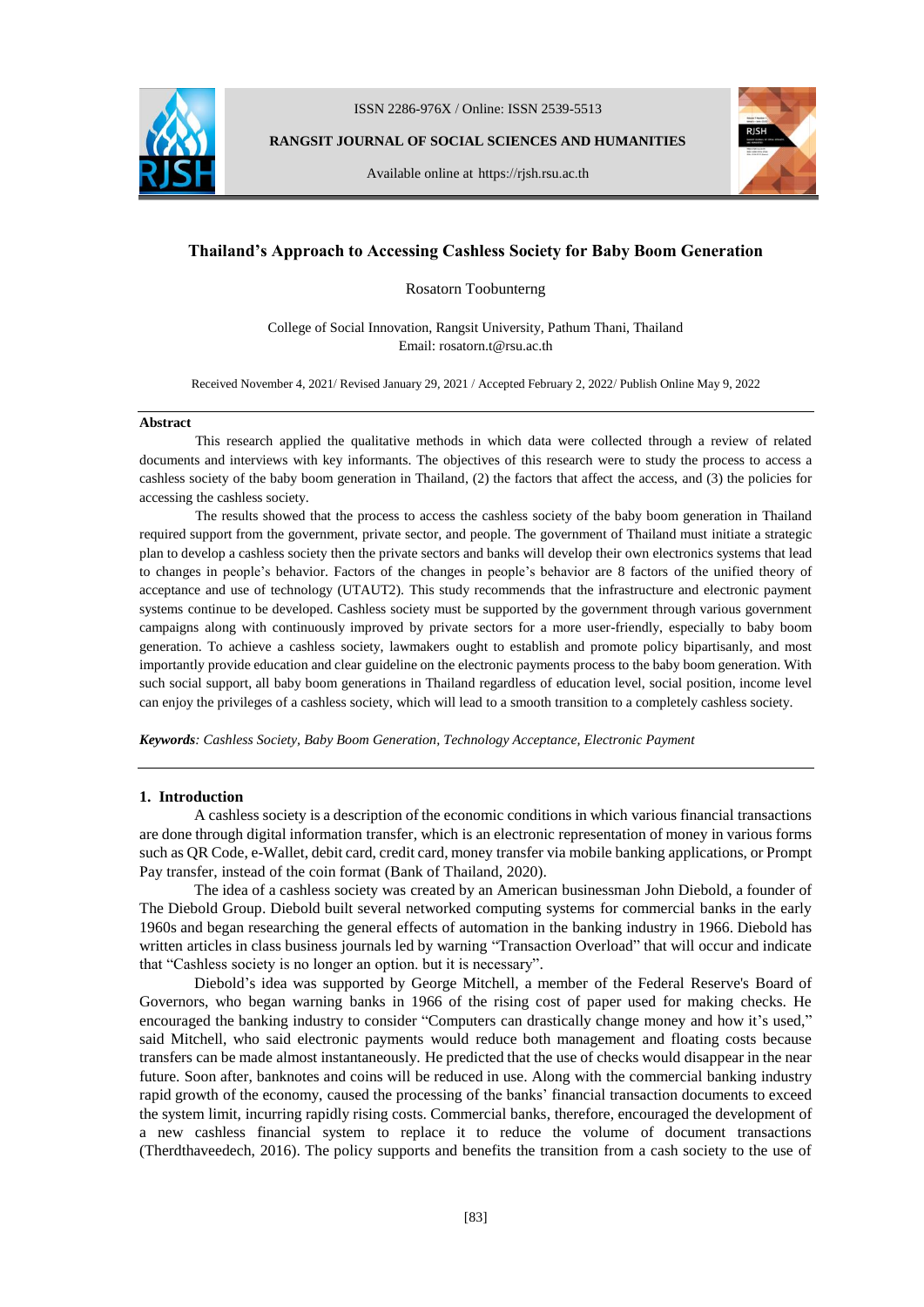ISSN 2286-976X / Online: ISSN 2539-5513

**RANGSIT JOURNAL OF SOCIAL SCIENCES AND HUMANITIES**

Available online at https://rjsh.rsu.ac.th

# Thailand's Approach to Accessing Cashless Society for Baby Boom Generation

Rosatorn Toobunterng

College of Social Innovation, Rangsit University, Pathum Thani, Thailand
Email: rosatorn.t@rsu.ac.th

Received November 4, 2021/ Revised January 29, 2021 / Accepted February 2, 2022/ Publish Online May 9, 2022

---

**Abstract**

This research applied the qualitative methods in which data were collected through a review of related documents and interviews with key informants. The objectives of this research were to study the process to access a cashless society of the baby boom generation in Thailand, (2) the factors that affect the access, and (3) the policies for accessing the cashless society.

The results showed that the process to access the cashless society of the baby boom generation in Thailand required support from the government, private sector, and people. The government of Thailand must initiate a strategic plan to develop a cashless society then the private sectors and banks will develop their own electronics systems that lead to changes in people's behavior. Factors of the changes in people's behavior are 8 factors of the unified theory of acceptance and use of technology (UTAUT2). This study recommends that the infrastructure and electronic payment systems continue to be developed. Cashless society must be supported by the government through various government campaigns along with continuously improved by private sectors for a more user-friendly, especially to baby boom generation. To achieve a cashless society, lawmakers ought to establish and promote policy bipartisanly, and most importantly provide education and clear guideline on the electronic payments process to the baby boom generation. With such social support, all baby boom generations in Thailand regardless of education level, social position, income level can enjoy the privileges of a cashless society, which will lead to a smooth transition to a completely cashless society.

***Keywords**: Cashless Society, Baby Boom Generation, Technology Acceptance, Electronic Payment*

---

## 1. Introduction

A cashless society is a description of the economic conditions in which various financial transactions are done through digital information transfer, which is an electronic representation of money in various forms such as QR Code, e-Wallet, debit card, credit card, money transfer via mobile banking applications, or Prompt Pay transfer, instead of the coin format (Bank of Thailand, 2020).

The idea of a cashless society was created by an American businessman John Diebold, a founder of The Diebold Group. Diebold built several networked computing systems for commercial banks in the early 1960s and began researching the general effects of automation in the banking industry in 1966. Diebold has written articles in class business journals led by warning "Transaction Overload" that will occur and indicate that "Cashless society is no longer an option. but it is necessary".

Diebold's idea was supported by George Mitchell, a member of the Federal Reserve's Board of Governors, who began warning banks in 1966 of the rising cost of paper used for making checks. He encouraged the banking industry to consider "Computers can drastically change money and how it's used," said Mitchell, who said electronic payments would reduce both management and floating costs because transfers can be made almost instantaneously. He predicted that the use of checks would disappear in the near future. Soon after, banknotes and coins will be reduced in use. Along with the commercial banking industry rapid growth of the economy, caused the processing of the banks' financial transaction documents to exceed the system limit, incurring rapidly rising costs. Commercial banks, therefore, encouraged the development of a new cashless financial system to replace it to reduce the volume of document transactions (Therdthaveedech, 2016). The policy supports and benefits the transition from a cash society to the use of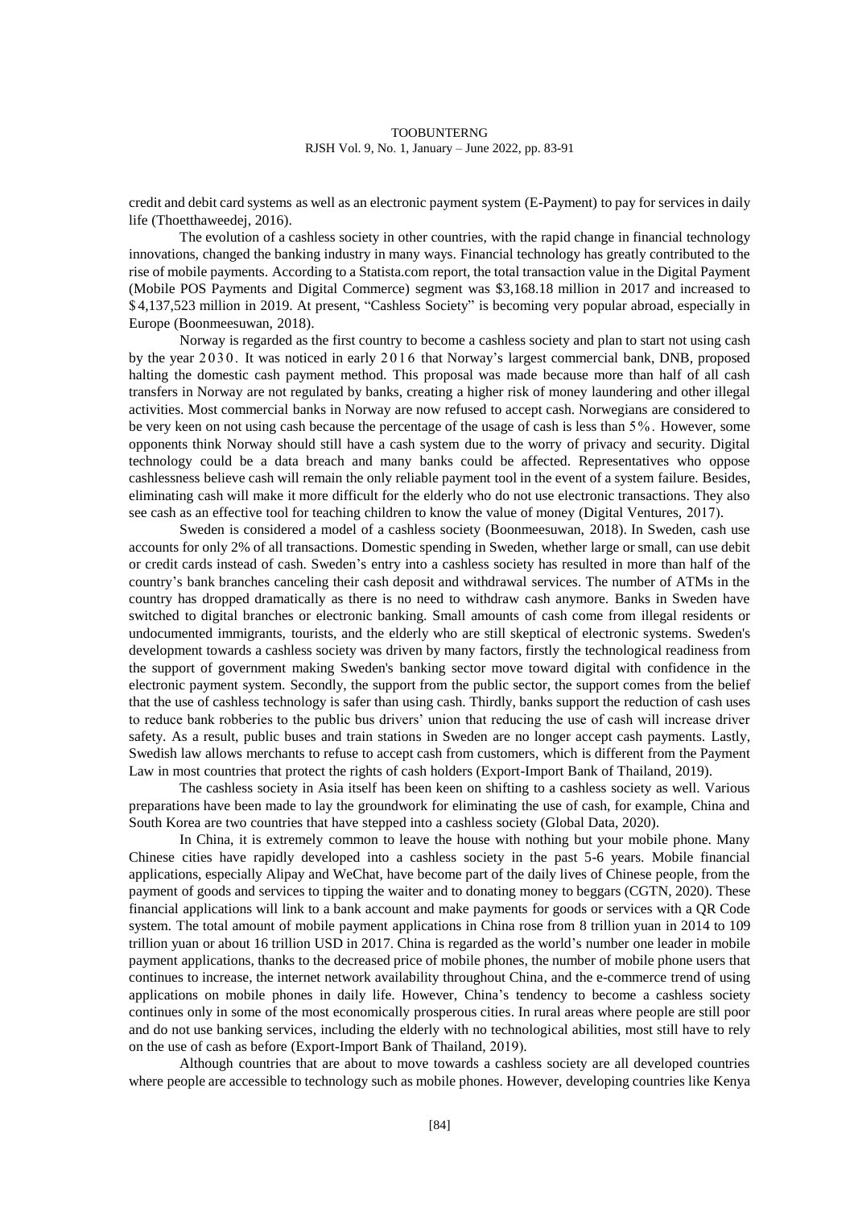credit and debit card systems as well as an electronic payment system (E-Payment) to pay for services in daily life (Thoetthaweedej, 2016).

The evolution of a cashless society in other countries, with the rapid change in financial technology innovations, changed the banking industry in many ways. Financial technology has greatly contributed to the rise of mobile payments. According to a Statista.com report, the total transaction value in the Digital Payment (Mobile POS Payments and Digital Commerce) segment was $3,168.18 million in 2017 and increased to $4,137,523 million in 2019. At present, "Cashless Society" is becoming very popular abroad, especially in Europe (Boonmeesuwan, 2018).

Norway is regarded as the first country to become a cashless society and plan to start not using cash by the year 2030. It was noticed in early 2016 that Norway's largest commercial bank, DNB, proposed halting the domestic cash payment method. This proposal was made because more than half of all cash transfers in Norway are not regulated by banks, creating a higher risk of money laundering and other illegal activities. Most commercial banks in Norway are now refused to accept cash. Norwegians are considered to be very keen on not using cash because the percentage of the usage of cash is less than 5%. However, some opponents think Norway should still have a cash system due to the worry of privacy and security. Digital technology could be a data breach and many banks could be affected. Representatives who oppose cashlessness believe cash will remain the only reliable payment tool in the event of a system failure. Besides, eliminating cash will make it more difficult for the elderly who do not use electronic transactions. They also see cash as an effective tool for teaching children to know the value of money (Digital Ventures, 2017).

Sweden is considered a model of a cashless society (Boonmeesuwan, 2018). In Sweden, cash use accounts for only 2% of all transactions. Domestic spending in Sweden, whether large or small, can use debit or credit cards instead of cash. Sweden's entry into a cashless society has resulted in more than half of the country's bank branches canceling their cash deposit and withdrawal services. The number of ATMs in the country has dropped dramatically as there is no need to withdraw cash anymore. Banks in Sweden have switched to digital branches or electronic banking. Small amounts of cash come from illegal residents or undocumented immigrants, tourists, and the elderly who are still skeptical of electronic systems. Sweden's development towards a cashless society was driven by many factors, firstly the technological readiness from the support of government making Sweden's banking sector move toward digital with confidence in the electronic payment system. Secondly, the support from the public sector, the support comes from the belief that the use of cashless technology is safer than using cash. Thirdly, banks support the reduction of cash uses to reduce bank robberies to the public bus drivers' union that reducing the use of cash will increase driver safety. As a result, public buses and train stations in Sweden are no longer accept cash payments. Lastly, Swedish law allows merchants to refuse to accept cash from customers, which is different from the Payment Law in most countries that protect the rights of cash holders (Export-Import Bank of Thailand, 2019).

The cashless society in Asia itself has been keen on shifting to a cashless society as well. Various preparations have been made to lay the groundwork for eliminating the use of cash, for example, China and South Korea are two countries that have stepped into a cashless society (Global Data, 2020).

In China, it is extremely common to leave the house with nothing but your mobile phone. Many Chinese cities have rapidly developed into a cashless society in the past 5-6 years. Mobile financial applications, especially Alipay and WeChat, have become part of the daily lives of Chinese people, from the payment of goods and services to tipping the waiter and to donating money to beggars (CGTN, 2020). These financial applications will link to a bank account and make payments for goods or services with a QR Code system. The total amount of mobile payment applications in China rose from 8 trillion yuan in 2014 to 109 trillion yuan or about 16 trillion USD in 2017. China is regarded as the world's number one leader in mobile payment applications, thanks to the decreased price of mobile phones, the number of mobile phone users that continues to increase, the internet network availability throughout China, and the e-commerce trend of using applications on mobile phones in daily life. However, China's tendency to become a cashless society continues only in some of the most economically prosperous cities. In rural areas where people are still poor and do not use banking services, including the elderly with no technological abilities, most still have to rely on the use of cash as before (Export-Import Bank of Thailand, 2019).

Although countries that are about to move towards a cashless society are all developed countries where people are accessible to technology such as mobile phones. However, developing countries like Kenya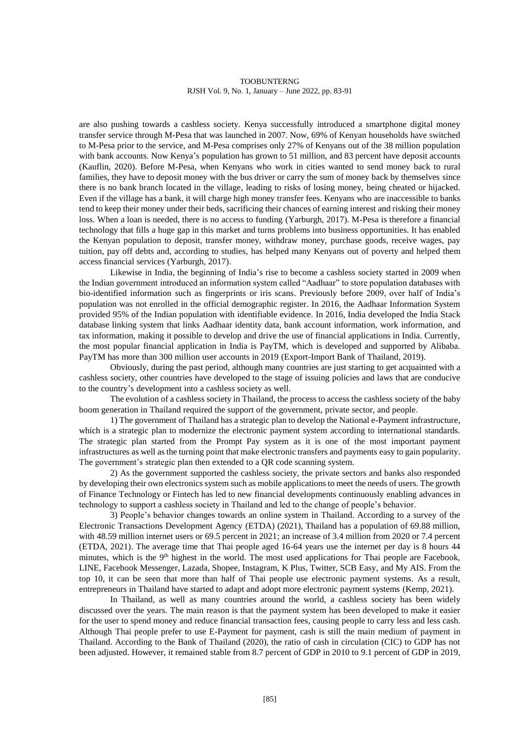are also pushing towards a cashless society. Kenya successfully introduced a smartphone digital money transfer service through M-Pesa that was launched in 2007. Now, 69% of Kenyan households have switched to M-Pesa prior to the service, and M-Pesa comprises only 27% of Kenyans out of the 38 million population with bank accounts. Now Kenya's population has grown to 51 million, and 83 percent have deposit accounts (Kauflin, 2020). Before M-Pesa, when Kenyans who work in cities wanted to send money back to rural families, they have to deposit money with the bus driver or carry the sum of money back by themselves since there is no bank branch located in the village, leading to risks of losing money, being cheated or hijacked. Even if the village has a bank, it will charge high money transfer fees. Kenyans who are inaccessible to banks tend to keep their money under their beds, sacrificing their chances of earning interest and risking their money loss. When a loan is needed, there is no access to funding (Yarburgh, 2017). M-Pesa is therefore a financial technology that fills a huge gap in this market and turns problems into business opportunities. It has enabled the Kenyan population to deposit, transfer money, withdraw money, purchase goods, receive wages, pay tuition, pay off debts and, according to studies, has helped many Kenyans out of poverty and helped them access financial services (Yarburgh, 2017).

Likewise in India, the beginning of India's rise to become a cashless society started in 2009 when the Indian government introduced an information system called "Aadhaar" to store population databases with bio-identified information such as fingerprints or iris scans. Previously before 2009, over half of India's population was not enrolled in the official demographic register. In 2016, the Aadhaar Information System provided 95% of the Indian population with identifiable evidence. In 2016, India developed the India Stack database linking system that links Aadhaar identity data, bank account information, work information, and tax information, making it possible to develop and drive the use of financial applications in India. Currently, the most popular financial application in India is PayTM, which is developed and supported by Alibaba. PayTM has more than 300 million user accounts in 2019 (Export-Import Bank of Thailand, 2019).

Obviously, during the past period, although many countries are just starting to get acquainted with a cashless society, other countries have developed to the stage of issuing policies and laws that are conducive to the country's development into a cashless society as well.

The evolution of a cashless society in Thailand, the process to access the cashless society of the baby boom generation in Thailand required the support of the government, private sector, and people.

1) The government of Thailand has a strategic plan to develop the National e-Payment infrastructure, which is a strategic plan to modernize the electronic payment system according to international standards. The strategic plan started from the Prompt Pay system as it is one of the most important payment infrastructures as well as the turning point that make electronic transfers and payments easy to gain popularity. The government's strategic plan then extended to a QR code scanning system.

2) As the government supported the cashless society, the private sectors and banks also responded by developing their own electronics system such as mobile applications to meet the needs of users. The growth of Finance Technology or Fintech has led to new financial developments continuously enabling advances in technology to support a cashless society in Thailand and led to the change of people's behavior.

3) People's behavior changes towards an online system in Thailand. According to a survey of the Electronic Transactions Development Agency (ETDA) (2021), Thailand has a population of 69.88 million, with 48.59 million internet users or 69.5 percent in 2021; an increase of 3.4 million from 2020 or 7.4 percent (ETDA, 2021). The average time that Thai people aged 16-64 years use the internet per day is 8 hours 44 minutes, which is the 9th highest in the world. The most used applications for Thai people are Facebook, LINE, Facebook Messenger, Lazada, Shopee, Instagram, K Plus, Twitter, SCB Easy, and My AIS. From the top 10, it can be seen that more than half of Thai people use electronic payment systems. As a result, entrepreneurs in Thailand have started to adapt and adopt more electronic payment systems (Kemp, 2021).

In Thailand, as well as many countries around the world, a cashless society has been widely discussed over the years. The main reason is that the payment system has been developed to make it easier for the user to spend money and reduce financial transaction fees, causing people to carry less and less cash. Although Thai people prefer to use E-Payment for payment, cash is still the main medium of payment in Thailand. According to the Bank of Thailand (2020), the ratio of cash in circulation (CIC) to GDP has not been adjusted. However, it remained stable from 8.7 percent of GDP in 2010 to 9.1 percent of GDP in 2019,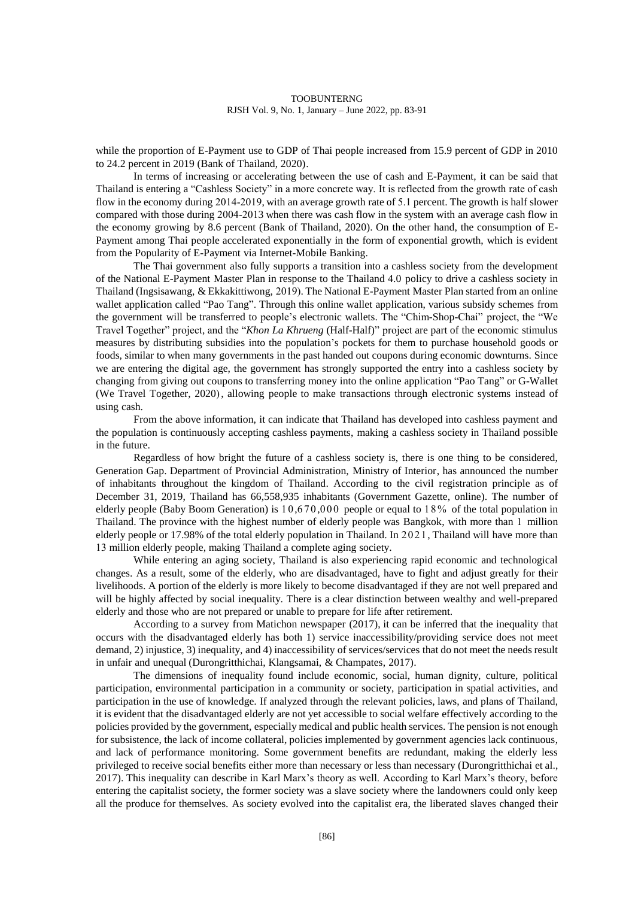while the proportion of E-Payment use to GDP of Thai people increased from 15.9 percent of GDP in 2010 to 24.2 percent in 2019 (Bank of Thailand, 2020).

In terms of increasing or accelerating between the use of cash and E-Payment, it can be said that Thailand is entering a "Cashless Society" in a more concrete way. It is reflected from the growth rate of cash flow in the economy during 2014-2019, with an average growth rate of 5.1 percent. The growth is half slower compared with those during 2004-2013 when there was cash flow in the system with an average cash flow in the economy growing by 8.6 percent (Bank of Thailand, 2020). On the other hand, the consumption of E-Payment among Thai people accelerated exponentially in the form of exponential growth, which is evident from the Popularity of E-Payment via Internet-Mobile Banking.

The Thai government also fully supports a transition into a cashless society from the development of the National E-Payment Master Plan in response to the Thailand 4.0 policy to drive a cashless society in Thailand (Ingsisawang, & Ekkakittiwong, 2019). The National E-Payment Master Plan started from an online wallet application called "Pao Tang". Through this online wallet application, various subsidy schemes from the government will be transferred to people's electronic wallets. The "Chim-Shop-Chai" project, the "We Travel Together" project, and the "*Khon La Khrueng* (Half-Half)" project are part of the economic stimulus measures by distributing subsidies into the population's pockets for them to purchase household goods or foods, similar to when many governments in the past handed out coupons during economic downturns. Since we are entering the digital age, the government has strongly supported the entry into a cashless society by changing from giving out coupons to transferring money into the online application "Pao Tang" or G-Wallet (We Travel Together, 2020), allowing people to make transactions through electronic systems instead of using cash.

From the above information, it can indicate that Thailand has developed into cashless payment and the population is continuously accepting cashless payments, making a cashless society in Thailand possible in the future.

Regardless of how bright the future of a cashless society is, there is one thing to be considered, Generation Gap. Department of Provincial Administration, Ministry of Interior, has announced the number of inhabitants throughout the kingdom of Thailand. According to the civil registration principle as of December 31, 2019, Thailand has 66,558,935 inhabitants (Government Gazette, online). The number of elderly people (Baby Boom Generation) is 10,670,000 people or equal to 18% of the total population in Thailand. The province with the highest number of elderly people was Bangkok, with more than 1 million elderly people or 17.98% of the total elderly population in Thailand. In 2021, Thailand will have more than 13 million elderly people, making Thailand a complete aging society.

While entering an aging society, Thailand is also experiencing rapid economic and technological changes. As a result, some of the elderly, who are disadvantaged, have to fight and adjust greatly for their livelihoods. A portion of the elderly is more likely to become disadvantaged if they are not well prepared and will be highly affected by social inequality. There is a clear distinction between wealthy and well-prepared elderly and those who are not prepared or unable to prepare for life after retirement.

According to a survey from Matichon newspaper (2017), it can be inferred that the inequality that occurs with the disadvantaged elderly has both 1) service inaccessibility/providing service does not meet demand, 2) injustice, 3) inequality, and 4) inaccessibility of services/services that do not meet the needs result in unfair and unequal (Durongritthichai, Klangsamai, & Champates, 2017).

The dimensions of inequality found include economic, social, human dignity, culture, political participation, environmental participation in a community or society, participation in spatial activities, and participation in the use of knowledge. If analyzed through the relevant policies, laws, and plans of Thailand, it is evident that the disadvantaged elderly are not yet accessible to social welfare effectively according to the policies provided by the government, especially medical and public health services. The pension is not enough for subsistence, the lack of income collateral, policies implemented by government agencies lack continuous, and lack of performance monitoring. Some government benefits are redundant, making the elderly less privileged to receive social benefits either more than necessary or less than necessary (Durongritthichai et al., 2017). This inequality can describe in Karl Marx's theory as well. According to Karl Marx's theory, before entering the capitalist society, the former society was a slave society where the landowners could only keep all the produce for themselves. As society evolved into the capitalist era, the liberated slaves changed their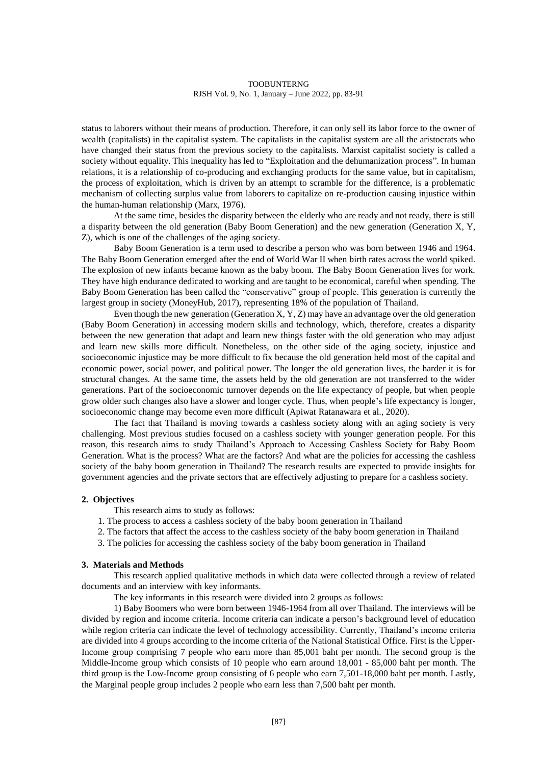status to laborers without their means of production. Therefore, it can only sell its labor force to the owner of wealth (capitalists) in the capitalist system. The capitalists in the capitalist system are all the aristocrats who have changed their status from the previous society to the capitalists. Marxist capitalist society is called a society without equality. This inequality has led to "Exploitation and the dehumanization process". In human relations, it is a relationship of co-producing and exchanging products for the same value, but in capitalism, the process of exploitation, which is driven by an attempt to scramble for the difference, is a problematic mechanism of collecting surplus value from laborers to capitalize on re-production causing injustice within the human-human relationship (Marx, 1976).

At the same time, besides the disparity between the elderly who are ready and not ready, there is still a disparity between the old generation (Baby Boom Generation) and the new generation (Generation X, Y, Z), which is one of the challenges of the aging society.

Baby Boom Generation is a term used to describe a person who was born between 1946 and 1964. The Baby Boom Generation emerged after the end of World War II when birth rates across the world spiked. The explosion of new infants became known as the baby boom. The Baby Boom Generation lives for work. They have high endurance dedicated to working and are taught to be economical, careful when spending. The Baby Boom Generation has been called the "conservative" group of people. This generation is currently the largest group in society (MoneyHub, 2017), representing 18% of the population of Thailand.

Even though the new generation (Generation X, Y, Z) may have an advantage over the old generation (Baby Boom Generation) in accessing modern skills and technology, which, therefore, creates a disparity between the new generation that adapt and learn new things faster with the old generation who may adjust and learn new skills more difficult. Nonetheless, on the other side of the aging society, injustice and socioeconomic injustice may be more difficult to fix because the old generation held most of the capital and economic power, social power, and political power. The longer the old generation lives, the harder it is for structural changes. At the same time, the assets held by the old generation are not transferred to the wider generations. Part of the socioeconomic turnover depends on the life expectancy of people, but when people grow older such changes also have a slower and longer cycle. Thus, when people's life expectancy is longer, socioeconomic change may become even more difficult (Apiwat Ratanawara et al., 2020).

The fact that Thailand is moving towards a cashless society along with an aging society is very challenging. Most previous studies focused on a cashless society with younger generation people. For this reason, this research aims to study Thailand's Approach to Accessing Cashless Society for Baby Boom Generation. What is the process? What are the factors? And what are the policies for accessing the cashless society of the baby boom generation in Thailand? The research results are expected to provide insights for government agencies and the private sectors that are effectively adjusting to prepare for a cashless society.

## 2. Objectives

This research aims to study as follows:

1. The process to access a cashless society of the baby boom generation in Thailand
2. The factors that affect the access to the cashless society of the baby boom generation in Thailand
3. The policies for accessing the cashless society of the baby boom generation in Thailand

## 3. Materials and Methods

This research applied qualitative methods in which data were collected through a review of related documents and an interview with key informants.

The key informants in this research were divided into 2 groups as follows:

1) Baby Boomers who were born between 1946-1964 from all over Thailand. The interviews will be divided by region and income criteria. Income criteria can indicate a person's background level of education while region criteria can indicate the level of technology accessibility. Currently, Thailand's income criteria are divided into 4 groups according to the income criteria of the National Statistical Office. First is the Upper-Income group comprising 7 people who earn more than 85,001 baht per month. The second group is the Middle-Income group which consists of 10 people who earn around 18,001 - 85,000 baht per month. The third group is the Low-Income group consisting of 6 people who earn 7,501-18,000 baht per month. Lastly, the Marginal people group includes 2 people who earn less than 7,500 baht per month.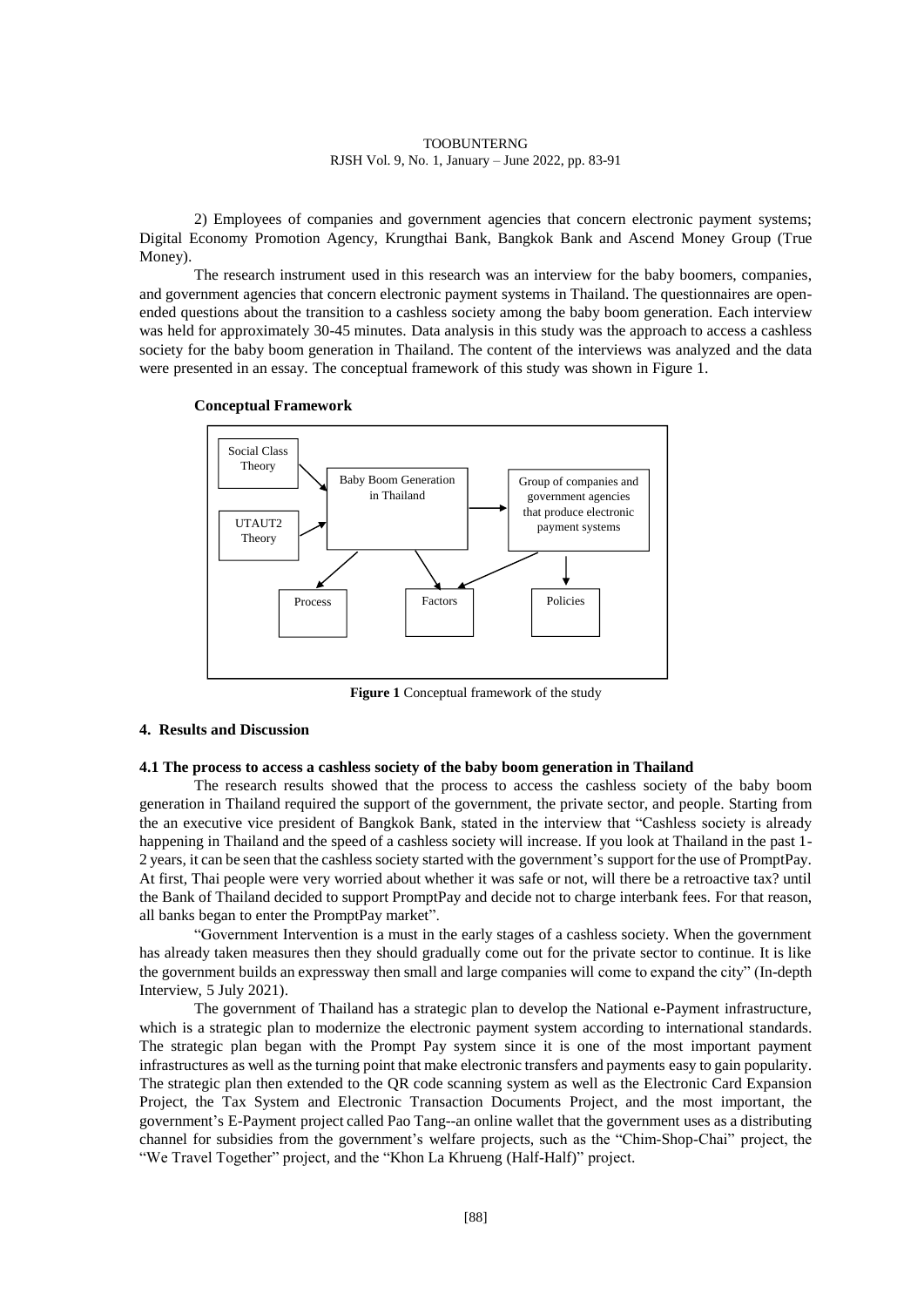2) Employees of companies and government agencies that concern electronic payment systems; Digital Economy Promotion Agency, Krungthai Bank, Bangkok Bank and Ascend Money Group (True Money).

The research instrument used in this research was an interview for the baby boomers, companies, and government agencies that concern electronic payment systems in Thailand. The questionnaires are open-ended questions about the transition to a cashless society among the baby boom generation. Each interview was held for approximately 30-45 minutes. Data analysis in this study was the approach to access a cashless society for the baby boom generation in Thailand. The content of the interviews was analyzed and the data were presented in an essay. The conceptual framework of this study was shown in Figure 1.

**Conceptual Framework**

Social Class Theory

UTAUT2 Theory

Baby Boom Generation in Thailand

Group of companies and government agencies that produce electronic payment systems

Process

Factors

Policies

**Figure 1** Conceptual framework of the study

## 4. Results and Discussion

### 4.1 The process to access a cashless society of the baby boom generation in Thailand

The research results showed that the process to access the cashless society of the baby boom generation in Thailand required the support of the government, the private sector, and people. Starting from the an executive vice president of Bangkok Bank, stated in the interview that "Cashless society is already happening in Thailand and the speed of a cashless society will increase. If you look at Thailand in the past 1-2 years, it can be seen that the cashless society started with the government's support for the use of PromptPay. At first, Thai people were very worried about whether it was safe or not, will there be a retroactive tax? until the Bank of Thailand decided to support PromptPay and decide not to charge interbank fees. For that reason, all banks began to enter the PromptPay market".

"Government Intervention is a must in the early stages of a cashless society. When the government has already taken measures then they should gradually come out for the private sector to continue. It is like the government builds an expressway then small and large companies will come to expand the city" (In-depth Interview, 5 July 2021).

The government of Thailand has a strategic plan to develop the National e-Payment infrastructure, which is a strategic plan to modernize the electronic payment system according to international standards. The strategic plan began with the Prompt Pay system since it is one of the most important payment infrastructures as well as the turning point that make electronic transfers and payments easy to gain popularity. The strategic plan then extended to the QR code scanning system as well as the Electronic Card Expansion Project, the Tax System and Electronic Transaction Documents Project, and the most important, the government's E-Payment project called Pao Tang--an online wallet that the government uses as a distributing channel for subsidies from the government's welfare projects, such as the "Chim-Shop-Chai" project, the "We Travel Together" project, and the "Khon La Khrueng (Half-Half)" project.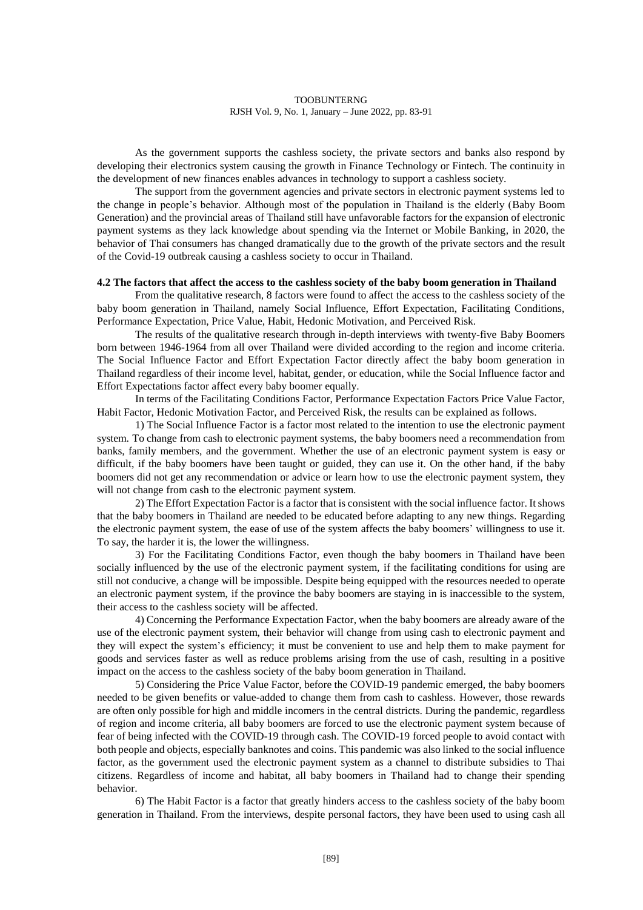As the government supports the cashless society, the private sectors and banks also respond by developing their electronics system causing the growth in Finance Technology or Fintech. The continuity in the development of new finances enables advances in technology to support a cashless society.

The support from the government agencies and private sectors in electronic payment systems led to the change in people's behavior. Although most of the population in Thailand is the elderly (Baby Boom Generation) and the provincial areas of Thailand still have unfavorable factors for the expansion of electronic payment systems as they lack knowledge about spending via the Internet or Mobile Banking, in 2020, the behavior of Thai consumers has changed dramatically due to the growth of the private sectors and the result of the Covid-19 outbreak causing a cashless society to occur in Thailand.

### 4.2 The factors that affect the access to the cashless society of the baby boom generation in Thailand

From the qualitative research, 8 factors were found to affect the access to the cashless society of the baby boom generation in Thailand, namely Social Influence, Effort Expectation, Facilitating Conditions, Performance Expectation, Price Value, Habit, Hedonic Motivation, and Perceived Risk.

The results of the qualitative research through in-depth interviews with twenty-five Baby Boomers born between 1946-1964 from all over Thailand were divided according to the region and income criteria. The Social Influence Factor and Effort Expectation Factor directly affect the baby boom generation in Thailand regardless of their income level, habitat, gender, or education, while the Social Influence factor and Effort Expectations factor affect every baby boomer equally.

In terms of the Facilitating Conditions Factor, Performance Expectation Factors Price Value Factor, Habit Factor, Hedonic Motivation Factor, and Perceived Risk, the results can be explained as follows.

1) The Social Influence Factor is a factor most related to the intention to use the electronic payment system. To change from cash to electronic payment systems, the baby boomers need a recommendation from banks, family members, and the government. Whether the use of an electronic payment system is easy or difficult, if the baby boomers have been taught or guided, they can use it. On the other hand, if the baby boomers did not get any recommendation or advice or learn how to use the electronic payment system, they will not change from cash to the electronic payment system.

2) The Effort Expectation Factor is a factor that is consistent with the social influence factor. It shows that the baby boomers in Thailand are needed to be educated before adapting to any new things. Regarding the electronic payment system, the ease of use of the system affects the baby boomers' willingness to use it. To say, the harder it is, the lower the willingness.

3) For the Facilitating Conditions Factor, even though the baby boomers in Thailand have been socially influenced by the use of the electronic payment system, if the facilitating conditions for using are still not conducive, a change will be impossible. Despite being equipped with the resources needed to operate an electronic payment system, if the province the baby boomers are staying in is inaccessible to the system, their access to the cashless society will be affected.

4) Concerning the Performance Expectation Factor, when the baby boomers are already aware of the use of the electronic payment system, their behavior will change from using cash to electronic payment and they will expect the system's efficiency; it must be convenient to use and help them to make payment for goods and services faster as well as reduce problems arising from the use of cash, resulting in a positive impact on the access to the cashless society of the baby boom generation in Thailand.

5) Considering the Price Value Factor, before the COVID-19 pandemic emerged, the baby boomers needed to be given benefits or value-added to change them from cash to cashless. However, those rewards are often only possible for high and middle incomers in the central districts. During the pandemic, regardless of region and income criteria, all baby boomers are forced to use the electronic payment system because of fear of being infected with the COVID-19 through cash. The COVID-19 forced people to avoid contact with both people and objects, especially banknotes and coins. This pandemic was also linked to the social influence factor, as the government used the electronic payment system as a channel to distribute subsidies to Thai citizens. Regardless of income and habitat, all baby boomers in Thailand had to change their spending behavior.

6) The Habit Factor is a factor that greatly hinders access to the cashless society of the baby boom generation in Thailand. From the interviews, despite personal factors, they have been used to using cash all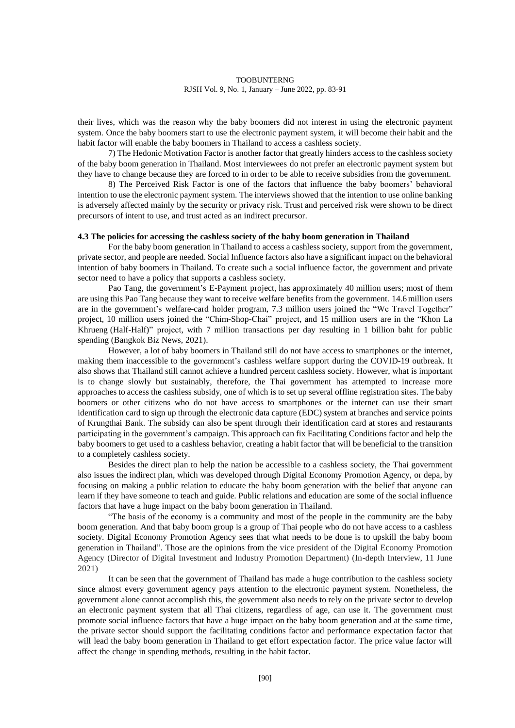their lives, which was the reason why the baby boomers did not interest in using the electronic payment system. Once the baby boomers start to use the electronic payment system, it will become their habit and the habit factor will enable the baby boomers in Thailand to access a cashless society.

7) The Hedonic Motivation Factor is another factor that greatly hinders access to the cashless society of the baby boom generation in Thailand. Most interviewees do not prefer an electronic payment system but they have to change because they are forced to in order to be able to receive subsidies from the government.

8) The Perceived Risk Factor is one of the factors that influence the baby boomers' behavioral intention to use the electronic payment system. The interviews showed that the intention to use online banking is adversely affected mainly by the security or privacy risk. Trust and perceived risk were shown to be direct precursors of intent to use, and trust acted as an indirect precursor.

### 4.3 The policies for accessing the cashless society of the baby boom generation in Thailand

For the baby boom generation in Thailand to access a cashless society, support from the government, private sector, and people are needed. Social Influence factors also have a significant impact on the behavioral intention of baby boomers in Thailand. To create such a social influence factor, the government and private sector need to have a policy that supports a cashless society.

Pao Tang, the government's E-Payment project, has approximately 40 million users; most of them are using this Pao Tang because they want to receive welfare benefits from the government. 14.6 million users are in the government's welfare-card holder program, 7.3 million users joined the "We Travel Together" project, 10 million users joined the "Chim-Shop-Chai" project, and 15 million users are in the "Khon La Khrueng (Half-Half)" project, with 7 million transactions per day resulting in 1 billion baht for public spending (Bangkok Biz News, 2021).

However, a lot of baby boomers in Thailand still do not have access to smartphones or the internet, making them inaccessible to the government's cashless welfare support during the COVID-19 outbreak. It also shows that Thailand still cannot achieve a hundred percent cashless society. However, what is important is to change slowly but sustainably, therefore, the Thai government has attempted to increase more approaches to access the cashless subsidy, one of which is to set up several offline registration sites. The baby boomers or other citizens who do not have access to smartphones or the internet can use their smart identification card to sign up through the electronic data capture (EDC) system at branches and service points of Krungthai Bank. The subsidy can also be spent through their identification card at stores and restaurants participating in the government's campaign. This approach can fix Facilitating Conditions factor and help the baby boomers to get used to a cashless behavior, creating a habit factor that will be beneficial to the transition to a completely cashless society.

Besides the direct plan to help the nation be accessible to a cashless society, the Thai government also issues the indirect plan, which was developed through Digital Economy Promotion Agency, or depa, by focusing on making a public relation to educate the baby boom generation with the belief that anyone can learn if they have someone to teach and guide. Public relations and education are some of the social influence factors that have a huge impact on the baby boom generation in Thailand.

"The basis of the economy is a community and most of the people in the community are the baby boom generation. And that baby boom group is a group of Thai people who do not have access to a cashless society. Digital Economy Promotion Agency sees that what needs to be done is to upskill the baby boom generation in Thailand". Those are the opinions from the vice president of the Digital Economy Promotion Agency (Director of Digital Investment and Industry Promotion Department) (In-depth Interview, 11 June 2021)

It can be seen that the government of Thailand has made a huge contribution to the cashless society since almost every government agency pays attention to the electronic payment system. Nonetheless, the government alone cannot accomplish this, the government also needs to rely on the private sector to develop an electronic payment system that all Thai citizens, regardless of age, can use it. The government must promote social influence factors that have a huge impact on the baby boom generation and at the same time, the private sector should support the facilitating conditions factor and performance expectation factor that will lead the baby boom generation in Thailand to get effort expectation factor. The price value factor will affect the change in spending methods, resulting in the habit factor.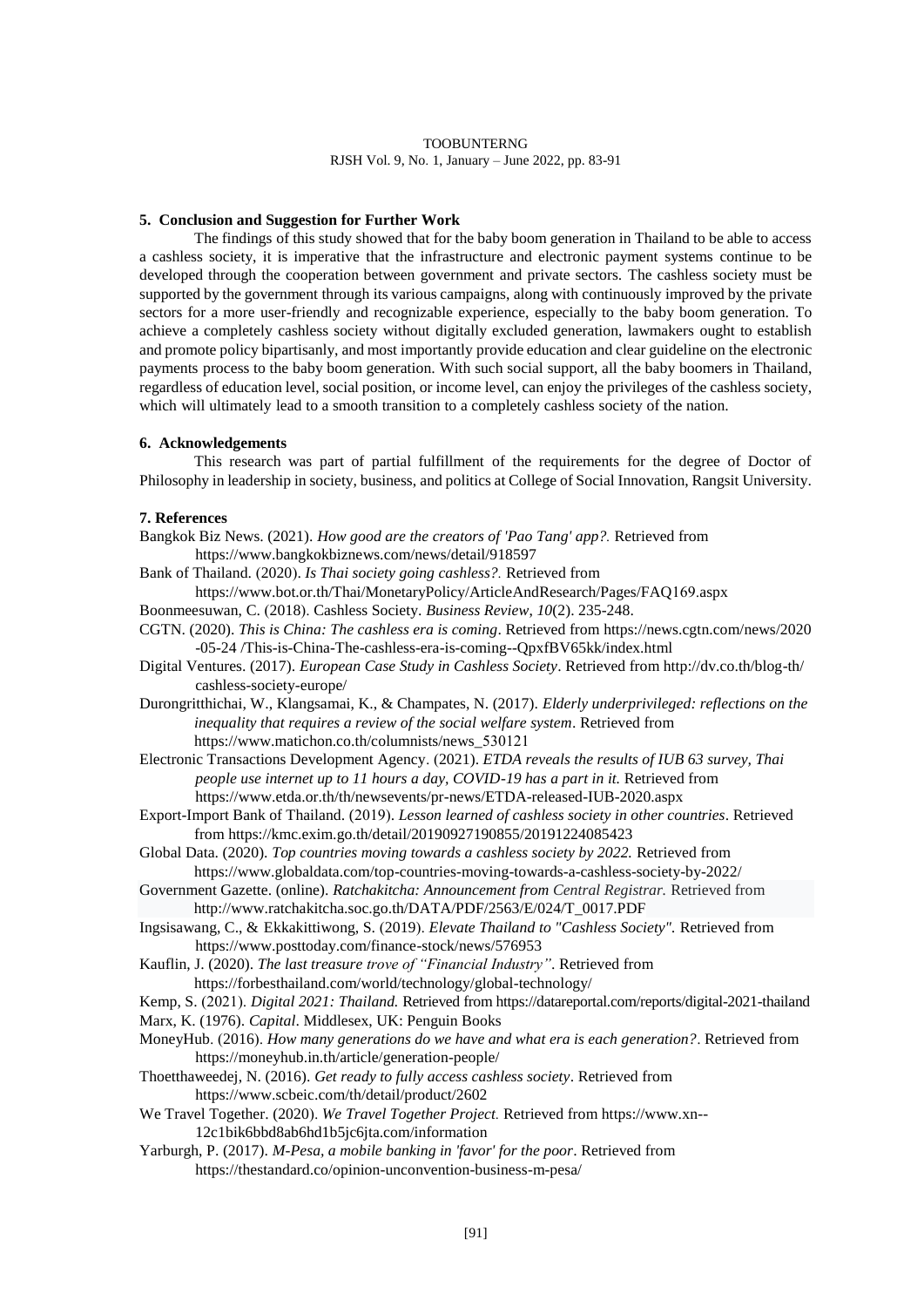## 5. Conclusion and Suggestion for Further Work

The findings of this study showed that for the baby boom generation in Thailand to be able to access a cashless society, it is imperative that the infrastructure and electronic payment systems continue to be developed through the cooperation between government and private sectors. The cashless society must be supported by the government through its various campaigns, along with continuously improved by the private sectors for a more user-friendly and recognizable experience, especially to the baby boom generation. To achieve a completely cashless society without digitally excluded generation, lawmakers ought to establish and promote policy bipartisanly, and most importantly provide education and clear guideline on the electronic payments process to the baby boom generation. With such social support, all the baby boomers in Thailand, regardless of education level, social position, or income level, can enjoy the privileges of the cashless society, which will ultimately lead to a smooth transition to a completely cashless society of the nation.

## 6. Acknowledgements

This research was part of partial fulfillment of the requirements for the degree of Doctor of Philosophy in leadership in society, business, and politics at College of Social Innovation, Rangsit University.

## 7. References

Bangkok Biz News. (2021). *How good are the creators of 'Pao Tang' app?.* Retrieved from https://www.bangkokbiznews.com/news/detail/918597

Bank of Thailand. (2020). *Is Thai society going cashless?.* Retrieved from https://www.bot.or.th/Thai/MonetaryPolicy/ArticleAndResearch/Pages/FAQ169.aspx

Boonmeesuwan, C. (2018). Cashless Society. *Business Review*, *10*(2). 235-248.

CGTN. (2020). *This is China: The cashless era is coming*. Retrieved from https://news.cgtn.com/news/2020-05-24 /This-is-China-The-cashless-era-is-coming--QpxfBV65kk/index.html

Digital Ventures. (2017). *European Case Study in Cashless Society*. Retrieved from http://dv.co.th/blog-th/cashless-society-europe/

Durongritthichai, W., Klangsamai, K., & Champates, N. (2017). *Elderly underprivileged: reflections on the inequality that requires a review of the social welfare system*. Retrieved from https://www.matichon.co.th/columnists/news_530121

Electronic Transactions Development Agency. (2021). *ETDA reveals the results of IUB 63 survey, Thai people use internet up to 11 hours a day, COVID-19 has a part in it.* Retrieved from https://www.etda.or.th/th/newsevents/pr-news/ETDA-released-IUB-2020.aspx

Export-Import Bank of Thailand. (2019). *Lesson learned of cashless society in other countries*. Retrieved from https://kmc.exim.go.th/detail/20190927190855/20191224085423

Global Data. (2020). *Top countries moving towards a cashless society by 2022.* Retrieved from https://www.globaldata.com/top-countries-moving-towards-a-cashless-society-by-2022/

Government Gazette. (online). *Ratchakitcha: Announcement from Central Registrar.* Retrieved from http://www.ratchakitcha.soc.go.th/DATA/PDF/2563/E/024/T_0017.PDF

Ingsisawang, C., & Ekkakittiwong, S. (2019). *Elevate Thailand to "Cashless Society".* Retrieved from https://www.posttoday.com/finance-stock/news/576953

Kauflin, J. (2020). *The last treasure trove of "Financial Industry"*. Retrieved from https://forbesthailand.com/world/technology/global-technology/

Kemp, S. (2021). *Digital 2021: Thailand.* Retrieved from https://datareportal.com/reports/digital-2021-thailand

Marx, K. (1976). *Capital*. Middlesex, UK: Penguin Books

MoneyHub. (2016). *How many generations do we have and what era is each generation?*. Retrieved from https://moneyhub.in.th/article/generation-people/

Thoetthaweedej, N. (2016). *Get ready to fully access cashless society*. Retrieved from https://www.scbeic.com/th/detail/product/2602

We Travel Together. (2020). *We Travel Together Project.* Retrieved from https://www.xn--12c1bik6bbd8ab6hd1b5jc6jta.com/information

Yarburgh, P. (2017). *M-Pesa, a mobile banking in 'favor' for the poor*. Retrieved from https://thestandard.co/opinion-unconvention-business-m-pesa/